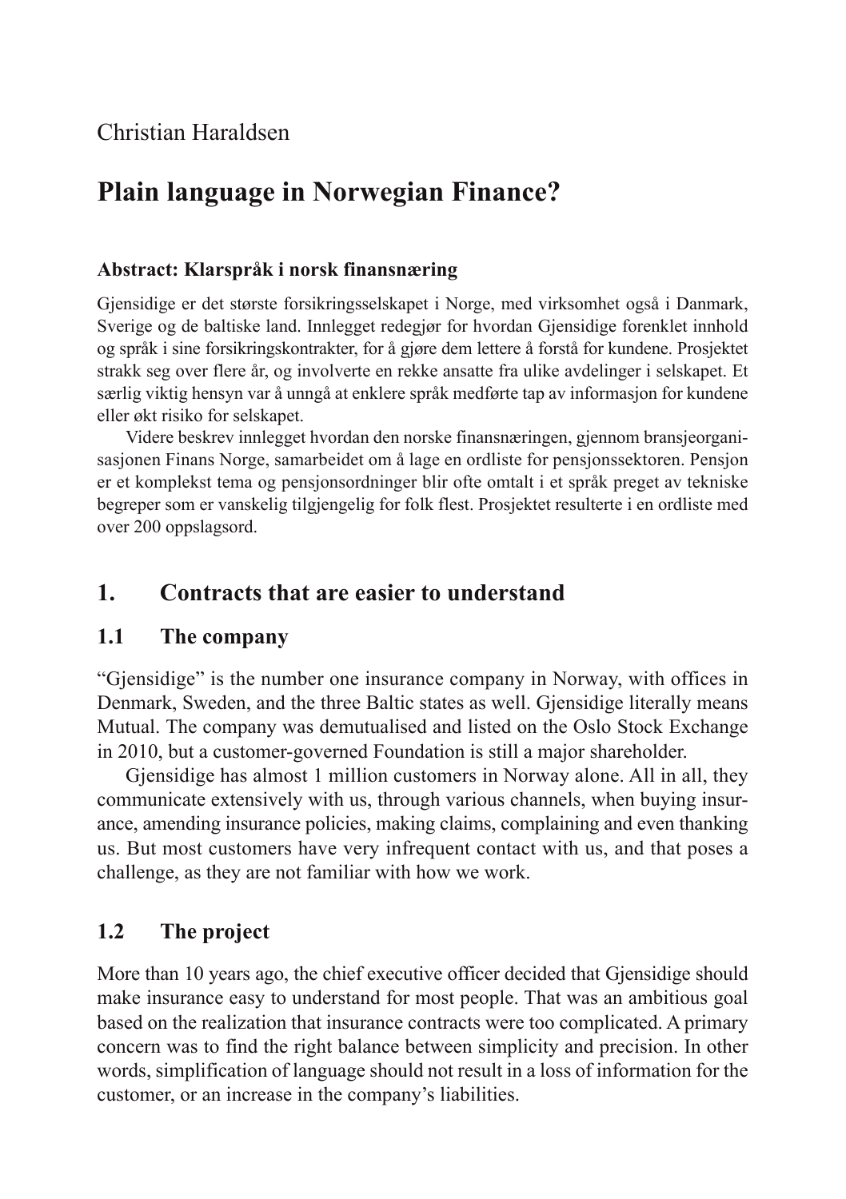Christian Haraldsen

# Plain language in Norwegian Finance?

**Abstract: Klarspråk i norsk finansnæring**

Gjensidige er det største forsikringsselskapet i Norge, med virksomhet også i Danmark, Sverige og de baltiske land. Innlegget redegjør for hvordan Gjensidige forenklet innhold og språk i sine forsikringskontrakter, for å gjøre dem lettere å forstå for kundene. Prosjektet strakk seg over flere år, og involverte en rekke ansatte fra ulike avdelinger i selskapet. Et særlig viktig hensyn var å unngå at enklere språk medførte tap av informasjon for kundene eller økt risiko for selskapet.

Videre beskrev innlegget hvordan den norske finansnæringen, gjennom bransjeorganisasjonen Finans Norge, samarbeidet om å lage en ordliste for pensjonssektoren. Pensjon er et komplekst tema og pensjonsordninger blir ofte omtalt i et språk preget av tekniske begreper som er vanskelig tilgjengelig for folk flest. Prosjektet resulterte i en ordliste med over 200 oppslagsord.

## 1. Contracts that are easier to understand

### 1.1 The company

"Gjensidige" is the number one insurance company in Norway, with offices in Denmark, Sweden, and the three Baltic states as well. Gjensidige literally means Mutual. The company was demutualised and listed on the Oslo Stock Exchange in 2010, but a customer-governed Foundation is still a major shareholder.

Gjensidige has almost 1 million customers in Norway alone. All in all, they communicate extensively with us, through various channels, when buying insurance, amending insurance policies, making claims, complaining and even thanking us. But most customers have very infrequent contact with us, and that poses a challenge, as they are not familiar with how we work.

### 1.2 The project

More than 10 years ago, the chief executive officer decided that Gjensidige should make insurance easy to understand for most people. That was an ambitious goal based on the realization that insurance contracts were too complicated. A primary concern was to find the right balance between simplicity and precision. In other words, simplification of language should not result in a loss of information for the customer, or an increase in the company's liabilities.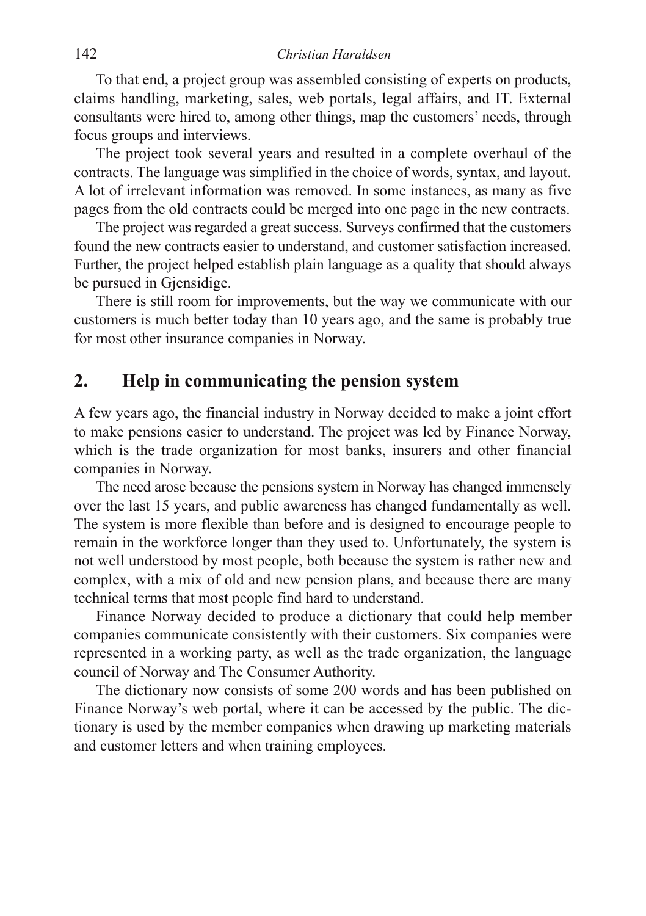To that end, a project group was assembled consisting of experts on products, claims handling, marketing, sales, web portals, legal affairs, and IT. External consultants were hired to, among other things, map the customers' needs, through focus groups and interviews.

The project took several years and resulted in a complete overhaul of the contracts. The language was simplified in the choice of words, syntax, and layout. A lot of irrelevant information was removed. In some instances, as many as five pages from the old contracts could be merged into one page in the new contracts.

The project was regarded a great success. Surveys confirmed that the customers found the new contracts easier to understand, and customer satisfaction increased. Further, the project helped establish plain language as a quality that should always be pursued in Gjensidige.

There is still room for improvements, but the way we communicate with our customers is much better today than 10 years ago, and the same is probably true for most other insurance companies in Norway.

## 2. Help in communicating the pension system

A few years ago, the financial industry in Norway decided to make a joint effort to make pensions easier to understand. The project was led by Finance Norway, which is the trade organization for most banks, insurers and other financial companies in Norway.

The need arose because the pensions system in Norway has changed immensely over the last 15 years, and public awareness has changed fundamentally as well. The system is more flexible than before and is designed to encourage people to remain in the workforce longer than they used to. Unfortunately, the system is not well understood by most people, both because the system is rather new and complex, with a mix of old and new pension plans, and because there are many technical terms that most people find hard to understand.

Finance Norway decided to produce a dictionary that could help member companies communicate consistently with their customers. Six companies were represented in a working party, as well as the trade organization, the language council of Norway and The Consumer Authority.

The dictionary now consists of some 200 words and has been published on Finance Norway's web portal, where it can be accessed by the public. The dictionary is used by the member companies when drawing up marketing materials and customer letters and when training employees.